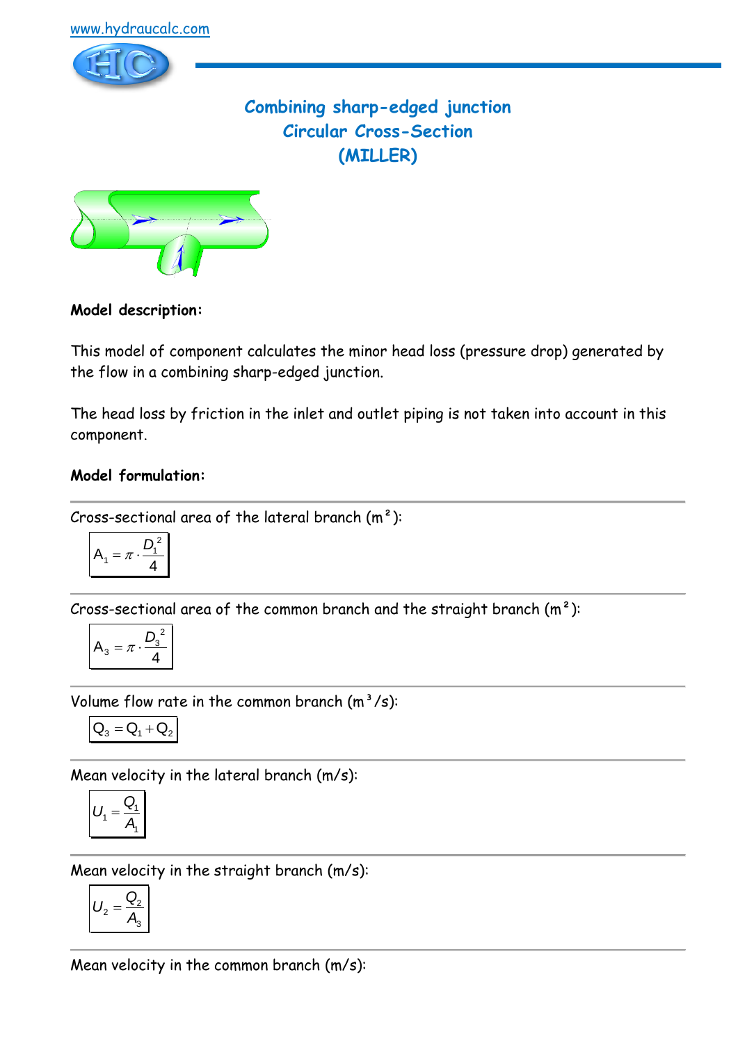www.hydraucalc.com

# Combining sharp-edged junction
# Circular Cross-Section
# (MILLER)

**Model description:**

This model of component calculates the minor head loss (pressure drop) generated by the flow in a combining sharp-edged junction.

The head loss by friction in the inlet and outlet piping is not taken into account in this component.

**Model formulation:**

---

Cross-sectional area of the lateral branch (m²):

$$A_1 = \pi \cdot \frac{D_1^2}{4}$$

---

Cross-sectional area of the common branch and the straight branch (m²):

$$A_3 = \pi \cdot \frac{D_3^2}{4}$$

---

Volume flow rate in the common branch (m³/s):

$$Q_3 = Q_1 + Q_2$$

---

Mean velocity in the lateral branch (m/s):

$$U_1 = \frac{Q_1}{A_1}$$

---

Mean velocity in the straight branch (m/s):

$$U_2 = \frac{Q_2}{A_3}$$

---

Mean velocity in the common branch (m/s):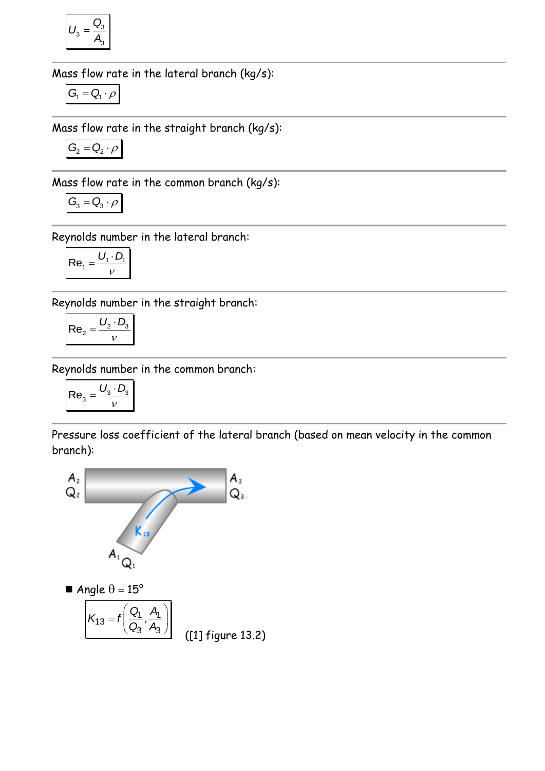$$U_3 = \frac{Q_3}{A_3}$$

---

Mass flow rate in the lateral branch (kg/s):

$$G_1 = Q_1 \cdot \rho$$

---

Mass flow rate in the straight branch (kg/s):

$$G_2 = Q_2 \cdot \rho$$

---

Mass flow rate in the common branch (kg/s):

$$G_3 = Q_3 \cdot \rho$$

---

Reynolds number in the lateral branch:

$$\text{Re}_1 = \frac{U_1 \cdot D_1}{\nu}$$

---

Reynolds number in the straight branch:

$$\text{Re}_2 = \frac{U_2 \cdot D_3}{\nu}$$

---

Reynolds number in the common branch:

$$\text{Re}_3 = \frac{U_3 \cdot D_3}{\nu}$$

---

Pressure loss coefficient of the lateral branch (based on mean velocity in the common branch):

- Angle $\theta = 15°$

$$K_{13} = f\left(\frac{Q_1}{Q_3}, \frac{A_1}{A_3}\right)$$

([1] figure 13.2)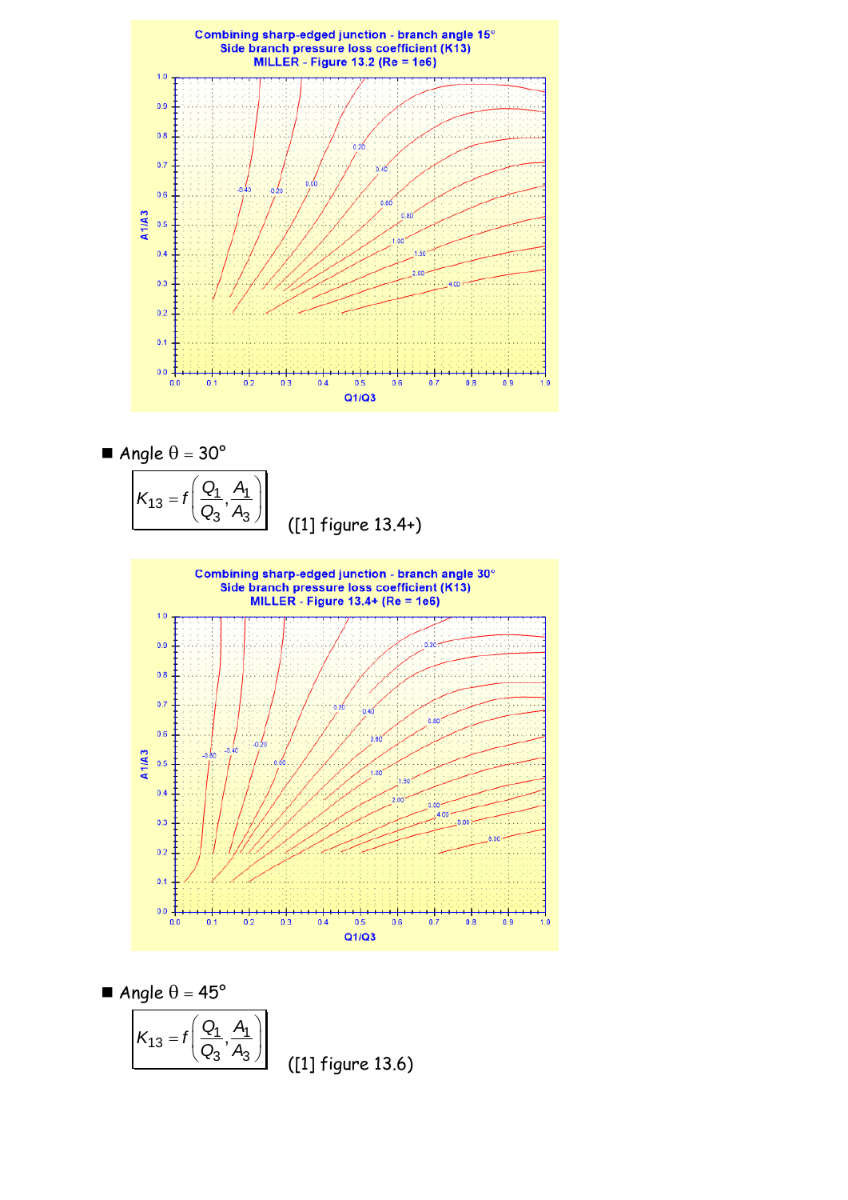- Angle $\theta = 30°$

$$K_{13} = f\left(\frac{Q_1}{Q_3}, \frac{A_1}{A_3}\right)$$

([1] figure 13.4+)

- Angle $\theta = 45°$

$$K_{13} = f\left(\frac{Q_1}{Q_3}, \frac{A_1}{A_3}\right)$$

([1] figure 13.6)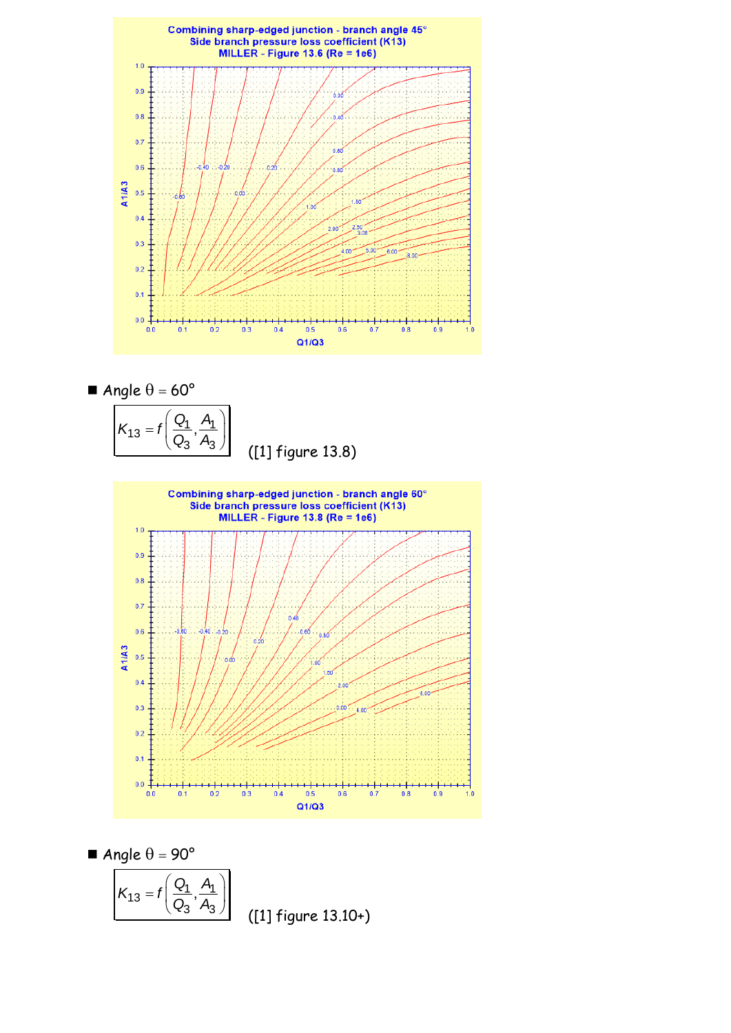Combining sharp-edged junction - branch angle 45°
Side branch pressure loss coefficient (K13)
MILLER - Figure 13.6 (Re = 1e6)

- Angle $\theta = 60°$

$$K_{13} = f\left(\frac{Q_1}{Q_3}, \frac{A_1}{A_3}\right)$$

([1] figure 13.8)

Combining sharp-edged junction - branch angle 60°
Side branch pressure loss coefficient (K13)
MILLER - Figure 13.8 (Re = 1e6)

- Angle $\theta = 90°$

$$K_{13} = f\left(\frac{Q_1}{Q_3}, \frac{A_1}{A_3}\right)$$

([1] figure 13.10+)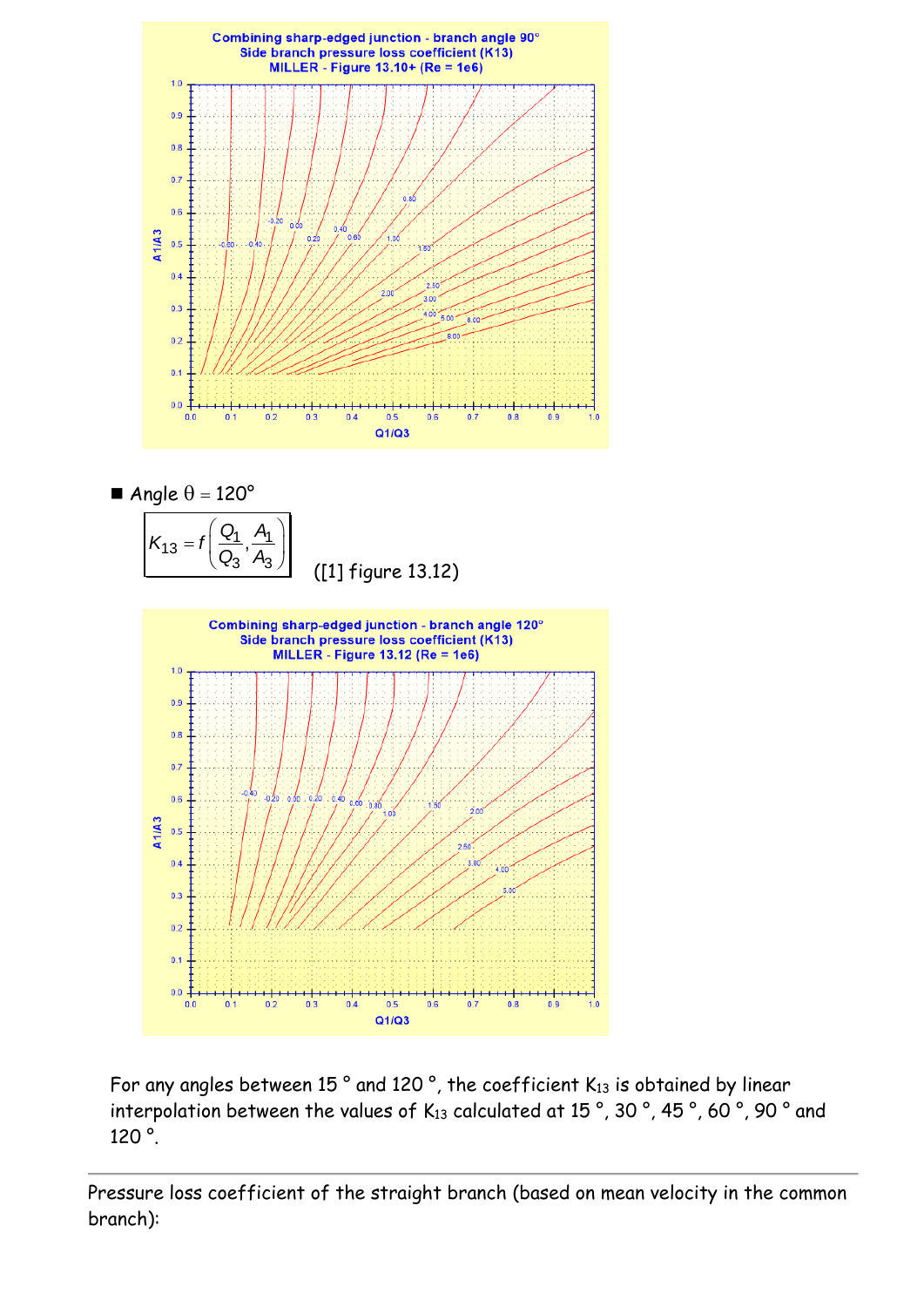- Angle $\theta = 120°$

$$K_{13} = f\left(\frac{Q_1}{Q_3}, \frac{A_1}{A_3}\right)$$

([1] figure 13.12)

For any angles between 15 ° and 120 °, the coefficient $K_{13}$ is obtained by linear interpolation between the values of $K_{13}$ calculated at 15 °, 30 °, 45 °, 60 °, 90 ° and 120 °.

---

Pressure loss coefficient of the straight branch (based on mean velocity in the common branch):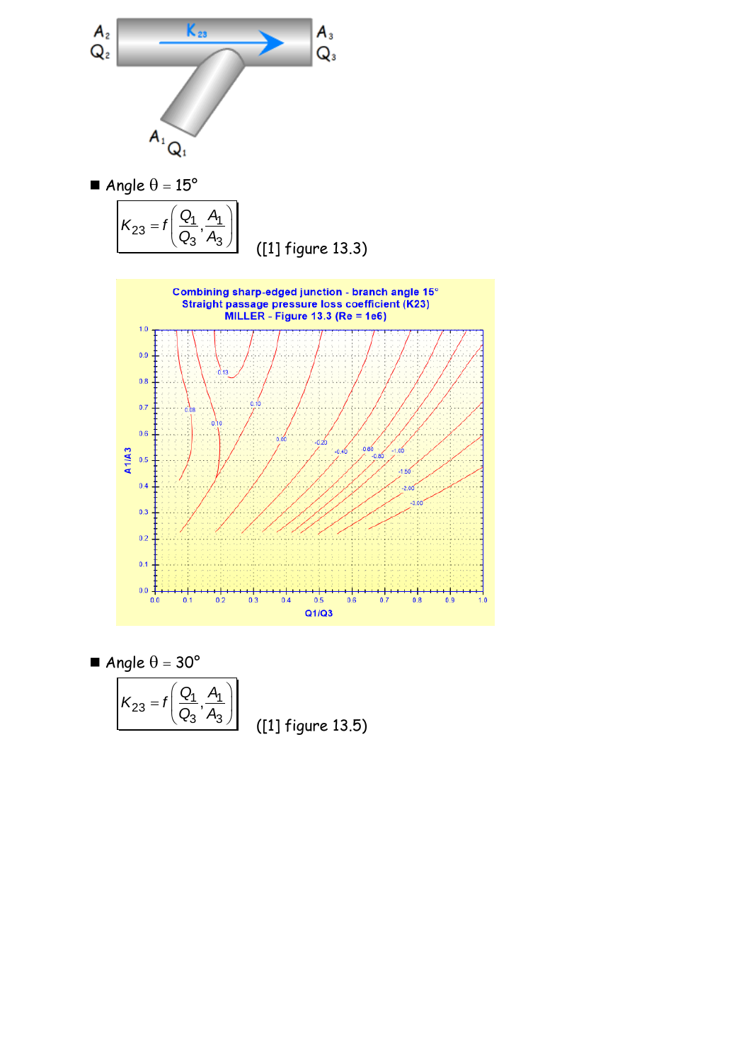- Angle $\theta = 15°$

$$K_{23} = f\left(\frac{Q_1}{Q_3}, \frac{A_1}{A_3}\right)$$

([1] figure 13.3)

- Angle $\theta = 30°$

$$K_{23} = f\left(\frac{Q_1}{Q_3}, \frac{A_1}{A_3}\right)$$

([1] figure 13.5)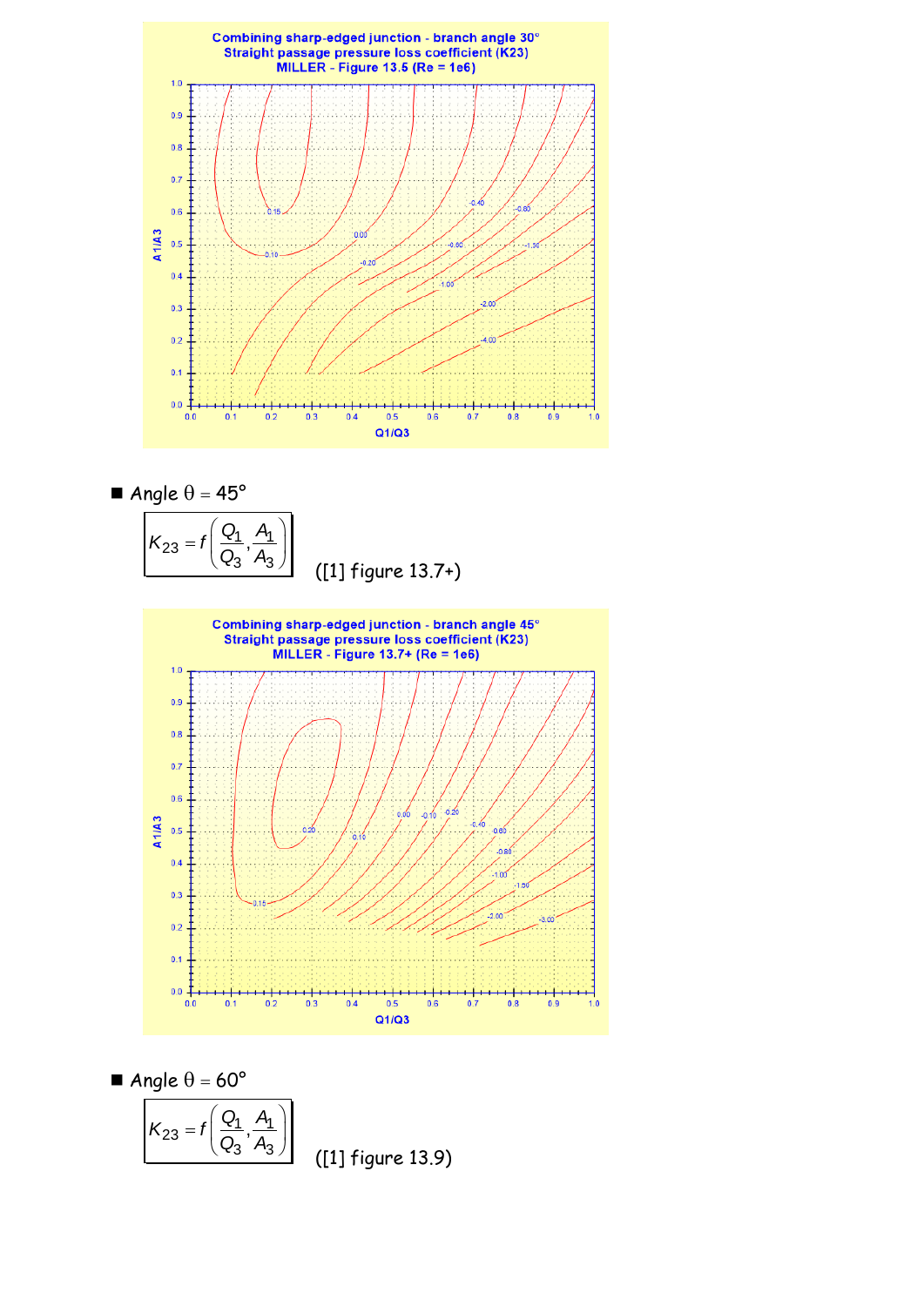- Angle $\theta = 45°$

$$K_{23} = f\left(\frac{Q_1}{Q_3}, \frac{A_1}{A_3}\right)$$

([1] figure 13.7+)

- Angle $\theta = 60°$

$$K_{23} = f\left(\frac{Q_1}{Q_3}, \frac{A_1}{A_3}\right)$$

([1] figure 13.9)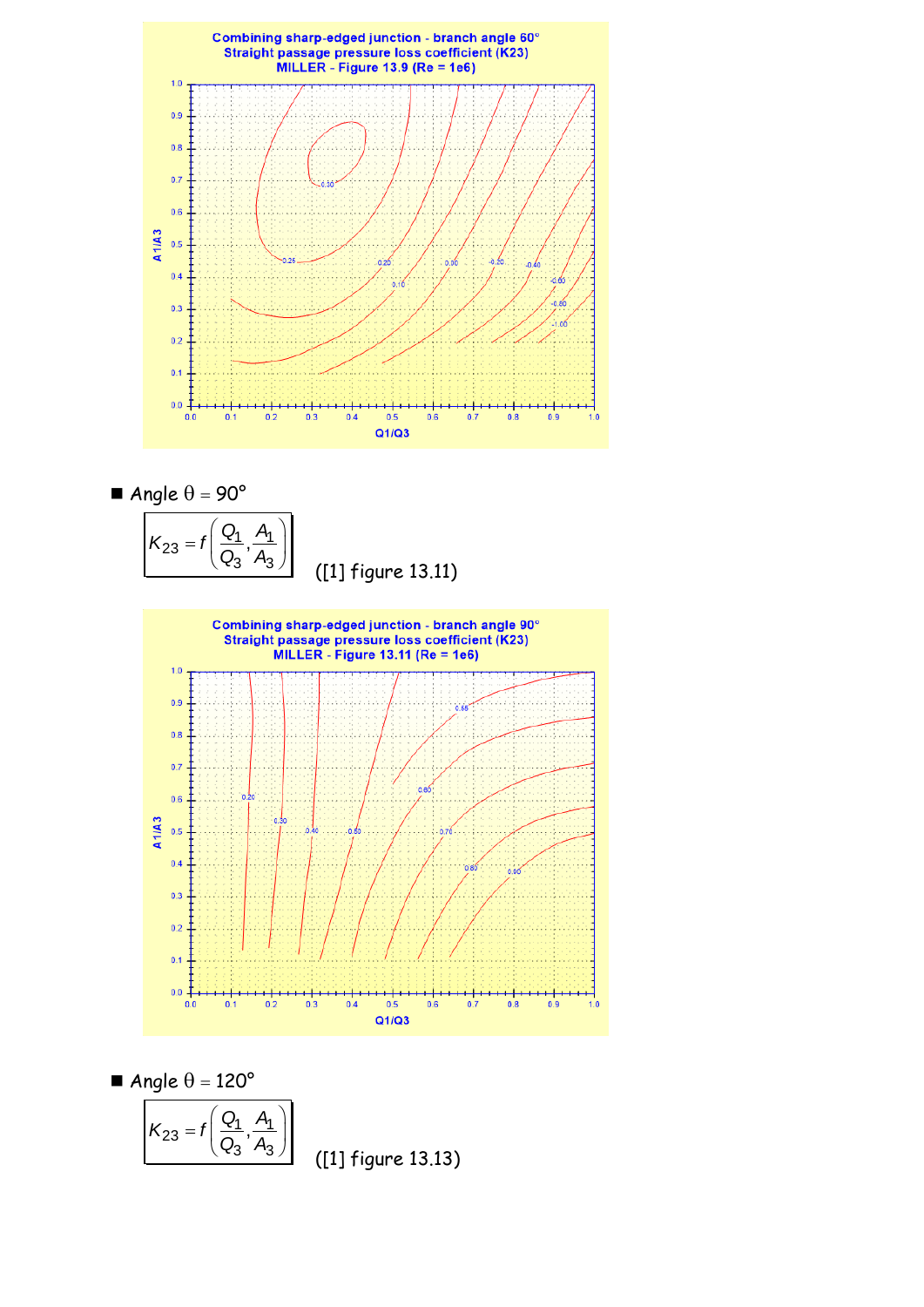Combining sharp-edged junction - branch angle 60°
Straight passage pressure loss coefficient (K23)
MILLER - Figure 13.9 (Re = 1e6)

- Angle $\theta = 90°$

$$K_{23} = f\left(\frac{Q_1}{Q_3}, \frac{A_1}{A_3}\right)$$

([1] figure 13.11)

Combining sharp-edged junction - branch angle 90°
Straight passage pressure loss coefficient (K23)
MILLER - Figure 13.11 (Re = 1e6)

- Angle $\theta = 120°$

$$K_{23} = f\left(\frac{Q_1}{Q_3}, \frac{A_1}{A_3}\right)$$

([1] figure 13.13)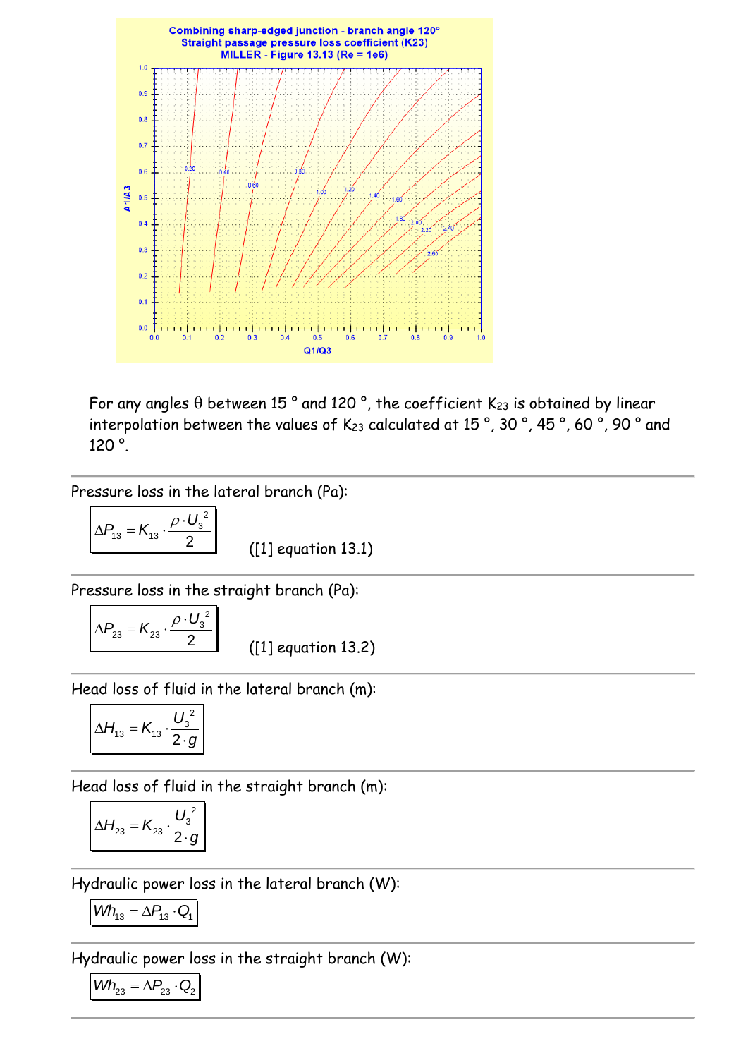For any angles θ between 15 ° and 120 °, the coefficient $K_{23}$ is obtained by linear interpolation between the values of $K_{23}$ calculated at 15 °, 30 °, 45 °, 60 °, 90 ° and 120 °.

---

Pressure loss in the lateral branch (Pa):

$$\Delta P_{13} = K_{13} \cdot \frac{\rho \cdot U_3^2}{2}$$

([1] equation 13.1)

---

Pressure loss in the straight branch (Pa):

$$\Delta P_{23} = K_{23} \cdot \frac{\rho \cdot U_3^2}{2}$$

([1] equation 13.2)

---

Head loss of fluid in the lateral branch (m):

$$\Delta H_{13} = K_{13} \cdot \frac{U_3^2}{2 \cdot g}$$

---

Head loss of fluid in the straight branch (m):

$$\Delta H_{23} = K_{23} \cdot \frac{U_3^2}{2 \cdot g}$$

---

Hydraulic power loss in the lateral branch (W):

$$Wh_{13} = \Delta P_{13} \cdot Q_1$$

---

Hydraulic power loss in the straight branch (W):

$$Wh_{23} = \Delta P_{23} \cdot Q_2$$

---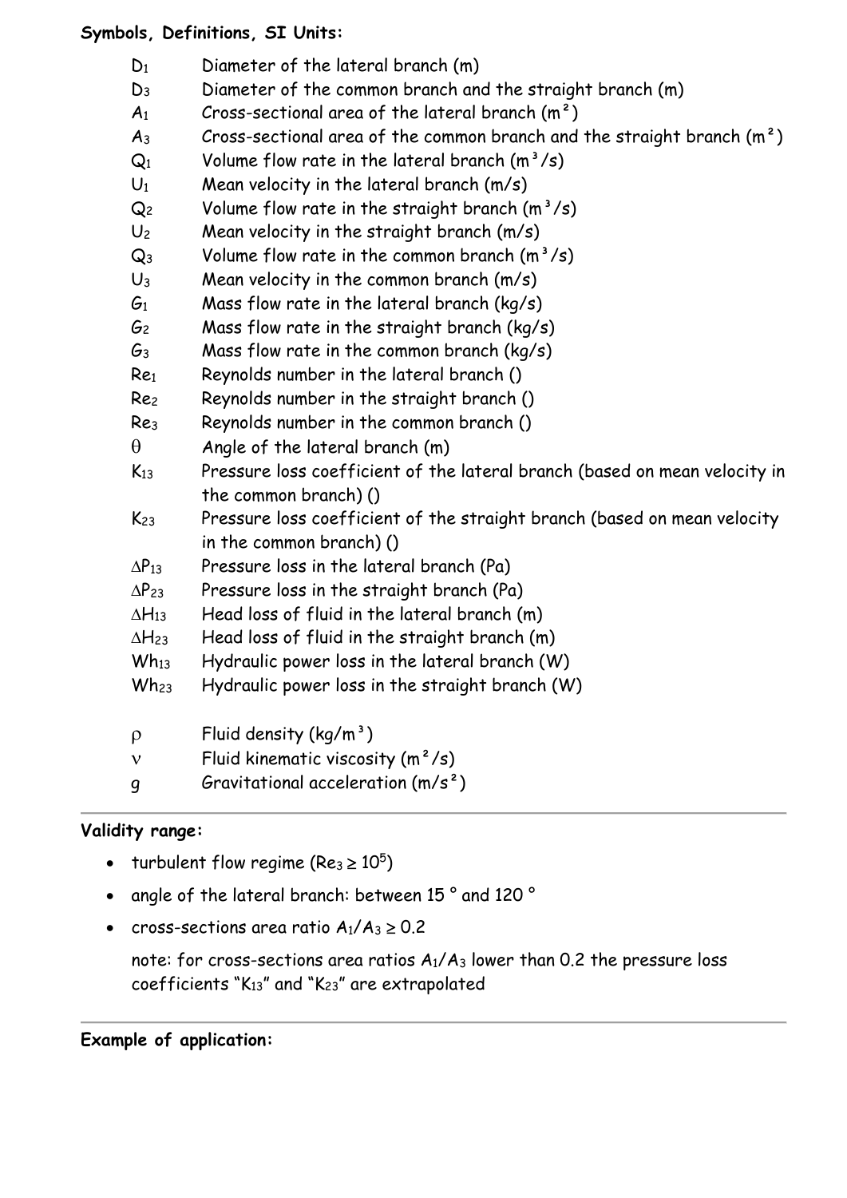**Symbols, Definitions, SI Units:**

| | |
|---|---|
| $D_1$ | Diameter of the lateral branch (m) |
| $D_3$ | Diameter of the common branch and the straight branch (m) |
| $A_1$ | Cross-sectional area of the lateral branch (m²) |
| $A_3$ | Cross-sectional area of the common branch and the straight branch (m²) |
| $Q_1$ | Volume flow rate in the lateral branch (m³/s) |
| $U_1$ | Mean velocity in the lateral branch (m/s) |
| $Q_2$ | Volume flow rate in the straight branch (m³/s) |
| $U_2$ | Mean velocity in the straight branch (m/s) |
| $Q_3$ | Volume flow rate in the common branch (m³/s) |
| $U_3$ | Mean velocity in the common branch (m/s) |
| $G_1$ | Mass flow rate in the lateral branch (kg/s) |
| $G_2$ | Mass flow rate in the straight branch (kg/s) |
| $G_3$ | Mass flow rate in the common branch (kg/s) |
| $Re_1$ | Reynolds number in the lateral branch () |
| $Re_2$ | Reynolds number in the straight branch () |
| $Re_3$ | Reynolds number in the common branch () |
| $\theta$ | Angle of the lateral branch (m) |
| $K_{13}$ | Pressure loss coefficient of the lateral branch (based on mean velocity in the common branch) () |
| $K_{23}$ | Pressure loss coefficient of the straight branch (based on mean velocity in the common branch) () |
| $\Delta P_{13}$ | Pressure loss in the lateral branch (Pa) |
| $\Delta P_{23}$ | Pressure loss in the straight branch (Pa) |
| $\Delta H_{13}$ | Head loss of fluid in the lateral branch (m) |
| $\Delta H_{23}$ | Head loss of fluid in the straight branch (m) |
| $Wh_{13}$ | Hydraulic power loss in the lateral branch (W) |
| $Wh_{23}$ | Hydraulic power loss in the straight branch (W) |
| $\rho$ | Fluid density (kg/m³) |
| $\nu$ | Fluid kinematic viscosity (m²/s) |
| $g$ | Gravitational acceleration (m/s²) |

**Validity range:**

- turbulent flow regime ($Re_3 \geq 10^5$)
- angle of the lateral branch: between 15 ° and 120 °
- cross-sections area ratio $A_1/A_3 \geq 0.2$

  note: for cross-sections area ratios $A_1/A_3$ lower than 0.2 the pressure loss coefficients "$K_{13}$" and "$K_{23}$" are extrapolated

**Example of application:**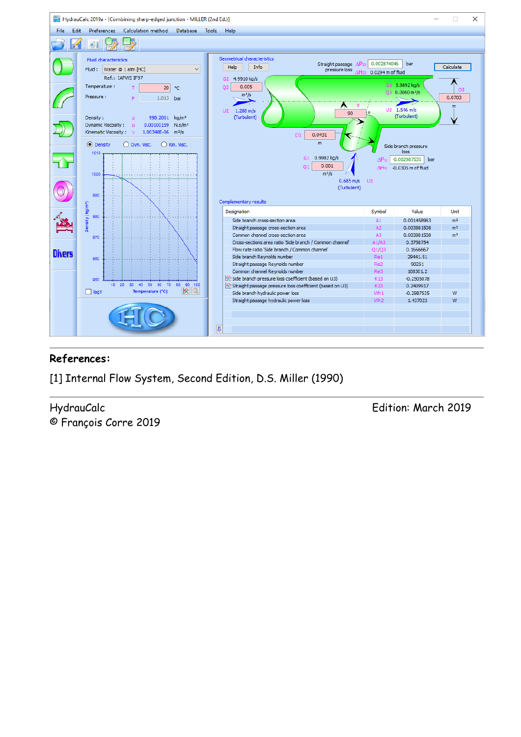HydrauCalc 2019a - [Combining sharp-edged junction - MILLER (2nd Ed.)]

File Edit Preferences Calculation method Database Tools Help

Fluid characteristics

Fluid : Water @ 1 atm [HC]

Ref.: IAPWS IF97

Temperature : T 20 °C

Pressure : P 1.013 bar

Density : ρ 998.2061 kg/m³

Dynamic Viscosity : μ 0.00100159 N.s/m²

Kinematic Viscosity : ν 1.00340E-06 m²/s

Density Dyn. Visc. Kin. Visc.

1010
1000
990
980
970
960
950
10 20 30 40 50 60 70 80 90 100
Density ( kg/m³ )
Temperature (°C)
logY

Divers

Geometrical characteristics

Help Info

Straight passage pressure loss ΔP23 0.002874046 bar
ΔH23 0.0294 m of fluid

Calculate

G2 4.9910 kg/s
Q2 0.005 m³/s
U2 1.288 m/s (Turbulent)

G3 5.9892 kg/s
Q3 0.0060 m³/s
U3 1.546 m/s (Turbulent)

D3 0.0703 m

θ 90 °

D1 0.0431 m

Side branch pressure loss
ΔP13 -0.002987535 bar
ΔH13 -0.0305 m of fluid

G1 0.9982 kg/s
Q1 0.001 m³/s
0.685 m/s U1 (Turbulent)

Complementary results

| Designation | Symbol | Value | Unit |
|---|---|---|---|
| Side branch cross-section area | A1 | 0.001458963 | m² |
| Straight passage cross-section area | A2 | 0.003881508 | m² |
| Common channel cross-section area | A3 | 0.003881508 | m² |
| Cross-sections area ratio 'Side branch / Common channel' | A1/A3 | 0.3758754 | |
| Flow rate ratio 'Side branch / Common channel' | Q1/Q3 | 0.1666667 | |
| Side branch Reynolds number | Re1 | 29441.51 | |
| Straight passage Reynolds number | Re2 | 90251 | |
| Common channel Reynolds number | Re3 | 108301.2 | |
| Side branch pressure loss coefficient (based on U3) | K13 | -0.2505078 | |
| Straight passage pressure loss coefficient (based on U3) | K23 | 0.2409917 | |
| Side branch hydraulic power loss | Wh1 | -0.2987535 | W |
| Straight passage hydraulic power loss | Wh2 | 1.437023 | W |

**References:**

[1] Internal Flow System, Second Edition, D.S. Miller (1990)

HydrauCalc
© François Corre 2019

Edition: March 2019